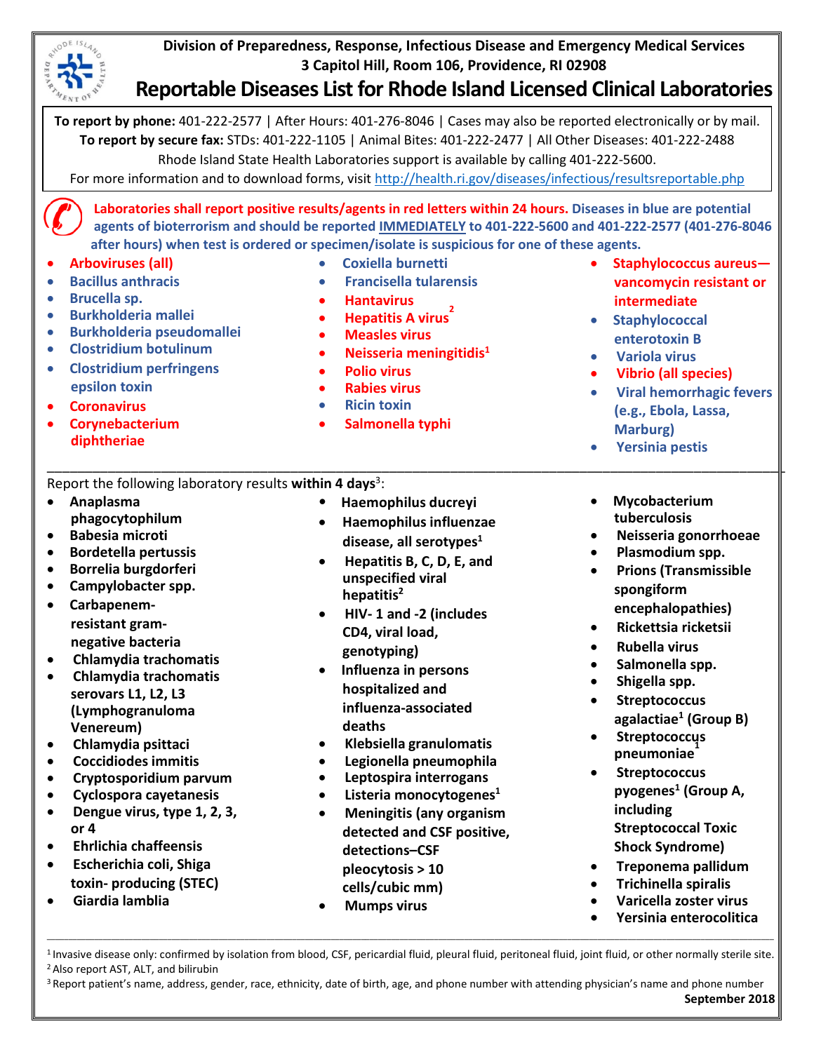**Division of Preparedness, Response, Infectious Disease and Emergency Medical Services**
**3 Capitol Hill, Room 106, Providence, RI 02908**

# Reportable Diseases List for Rhode Island Licensed Clinical Laboratories

**To report by phone:** 401-222-2577 | After Hours: 401-276-8046 | Cases may also be reported electronically or by mail.
**To report by secure fax:** STDs: 401-222-1105 | Animal Bites: 401-222-2477 | All Other Diseases: 401-222-2488
Rhode Island State Health Laboratories support is available by calling 401-222-5600.
For more information and to download forms, visit http://health.ri.gov/diseases/infectious/resultsreportable.php

**Laboratories shall report positive results/agents in red letters within 24 hours. Diseases in blue are potential agents of bioterrorism and should be reported IMMEDIATELY to 401-222-5600 and 401-222-2577 (401-276-8046 after hours) when test is ordered or specimen/isolate is suspicious for one of these agents.**

- **Arboviruses (all)**
- **Bacillus anthracis**
- **Brucella sp.**
- **Burkholderia mallei**
- **Burkholderia pseudomallei**
- **Clostridium botulinum**
- **Clostridium perfringens epsilon toxin**
- **Coronavirus**
- **Corynebacterium diphtheriae**
- **Coxiella burnetti**
- **Francisella tularensis**
- **Hantavirus**
- **Hepatitis A virus[2]**
- **Measles virus**
- **Neisseria meningitidis[1]**
- **Polio virus**
- **Rabies virus**
- **Ricin toxin**
- **Salmonella typhi**
- **Staphylococcus aureus—vancomycin resistant or intermediate**
- **Staphylococcal enterotoxin B**
- **Variola virus**
- **Vibrio (all species)**
- **Viral hemorrhagic fevers (e.g., Ebola, Lassa, Marburg)**
- **Yersinia pestis**

---

Report the following laboratory results **within 4 days**[3]:

- **Anaplasma phagocytophilum**
- **Babesia microti**
- **Bordetella pertussis**
- **Borrelia burgdorferi**
- **Campylobacter spp.**
- **Carbapenem-resistant gram-negative bacteria**
- **Chlamydia trachomatis**
- **Chlamydia trachomatis serovars L1, L2, L3 (Lymphogranuloma Venereum)**
- **Chlamydia psittaci**
- **Coccidiodes immitis**
- **Cryptosporidium parvum**
- **Cyclospora cayetanesis**
- **Dengue virus, type 1, 2, 3, or 4**
- **Ehrlichia chaffeensis**
- **Escherichia coli, Shiga toxin- producing (STEC)**
- **Giardia lamblia**
- **Haemophilus ducreyi**
- **Haemophilus influenzae disease, all serotypes[1]**
- **Hepatitis B, C, D, E, and unspecified viral hepatitis[2]**
- **HIV- 1 and -2 (includes CD4, viral load, genotyping)**
- **Influenza in persons hospitalized and influenza-associated deaths**
- **Klebsiella granulomatis**
- **Legionella pneumophila**
- **Leptospira interrogans**
- **Listeria monocytogenes[1]**
- **Meningitis (any organism detected and CSF positive, detections–CSF pleocytosis > 10 cells/cubic mm)**
- **Mumps virus**
- **Mycobacterium tuberculosis**
- **Neisseria gonorrhoeae**
- **Plasmodium spp.**
- **Prions (Transmissible spongiform encephalopathies)**
- **Rickettsia ricketsii**
- **Rubella virus**
- **Salmonella spp.**
- **Shigella spp.**
- **Streptococcus agalactiae[1] (Group B)**
- **Streptococcus pneumoniae[1]**
- **Streptococcus pyogenes[1] (Group A, including Streptococcal Toxic Shock Syndrome)**
- **Treponema pallidum**
- **Trichinella spiralis**
- **Varicella zoster virus**
- **Yersinia enterocolitica**

---

[1] Invasive disease only: confirmed by isolation from blood, CSF, pericardial fluid, pleural fluid, peritoneal fluid, joint fluid, or other normally sterile site.
[2] Also report AST, ALT, and bilirubin
[3] Report patient's name, address, gender, race, ethnicity, date of birth, age, and phone number with attending physician's name and phone number

**September 2018**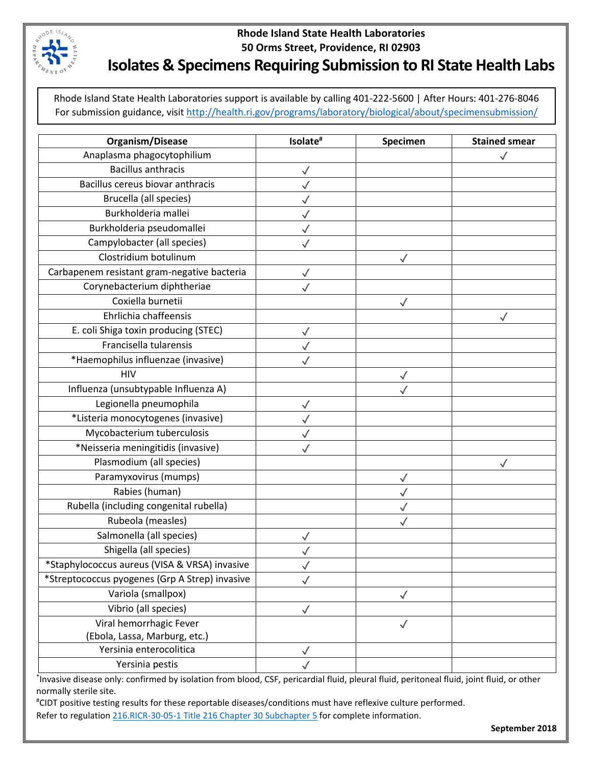**Rhode Island State Health Laboratories**
**50 Orms Street, Providence, RI 02903**

# Isolates & Specimens Requiring Submission to RI State Health Labs

Rhode Island State Health Laboratories support is available by calling 401-222-5600 | After Hours: 401-276-8046
For submission guidance, visit http://health.ri.gov/programs/laboratory/biological/about/specimensubmission/

| Organism/Disease | Isolate# | Specimen | Stained smear |
|---|---|---|---|
| Anaplasma phagocytophilium | | | ✓ |
| Bacillus anthracis | ✓ | | |
| Bacillus cereus biovar anthracis | ✓ | | |
| Brucella (all species) | ✓ | | |
| Burkholderia mallei | ✓ | | |
| Burkholderia pseudomallei | ✓ | | |
| Campylobacter (all species) | ✓ | | |
| Clostridium botulinum | | ✓ | |
| Carbapenem resistant gram-negative bacteria | ✓ | | |
| Corynebacterium diphtheriae | ✓ | | |
| Coxiella burnetii | | ✓ | |
| Ehrlichia chaffeensis | | | ✓ |
| E. coli Shiga toxin producing (STEC) | ✓ | | |
| Francisella tularensis | ✓ | | |
| *Haemophilus influenzae (invasive) | ✓ | | |
| HIV | | ✓ | |
| Influenza (unsubtypable Influenza A) | | ✓ | |
| Legionella pneumophila | ✓ | | |
| *Listeria monocytogenes (invasive) | ✓ | | |
| Mycobacterium tuberculosis | ✓ | | |
| *Neisseria meningitidis (invasive) | ✓ | | |
| Plasmodium (all species) | | | ✓ |
| Paramyxovirus (mumps) | | ✓ | |
| Rabies (human) | | ✓ | |
| Rubella (including congenital rubella) | | ✓ | |
| Rubeola (measles) | | ✓ | |
| Salmonella (all species) | ✓ | | |
| Shigella (all species) | ✓ | | |
| *Staphylococcus aureus (VISA & VRSA) invasive | ✓ | | |
| *Streptococcus pyogenes (Grp A Strep) invasive | ✓ | | |
| Variola (smallpox) | | ✓ | |
| Vibrio (all species) | ✓ | | |
| Viral hemorrhagic Fever (Ebola, Lassa, Marburg, etc.) | | ✓ | |
| Yersinia enterocolitica | ✓ | | |
| Yersinia pestis | ✓ | | |

*Invasive disease only: confirmed by isolation from blood, CSF, pericardial fluid, pleural fluid, peritoneal fluid, joint fluid, or other normally sterile site.

#CIDT positive testing results for these reportable diseases/conditions must have reflexive culture performed.

Refer to regulation 216.RICR-30-05-1 Title 216 Chapter 30 Subchapter 5 for complete information.

**September 2018**